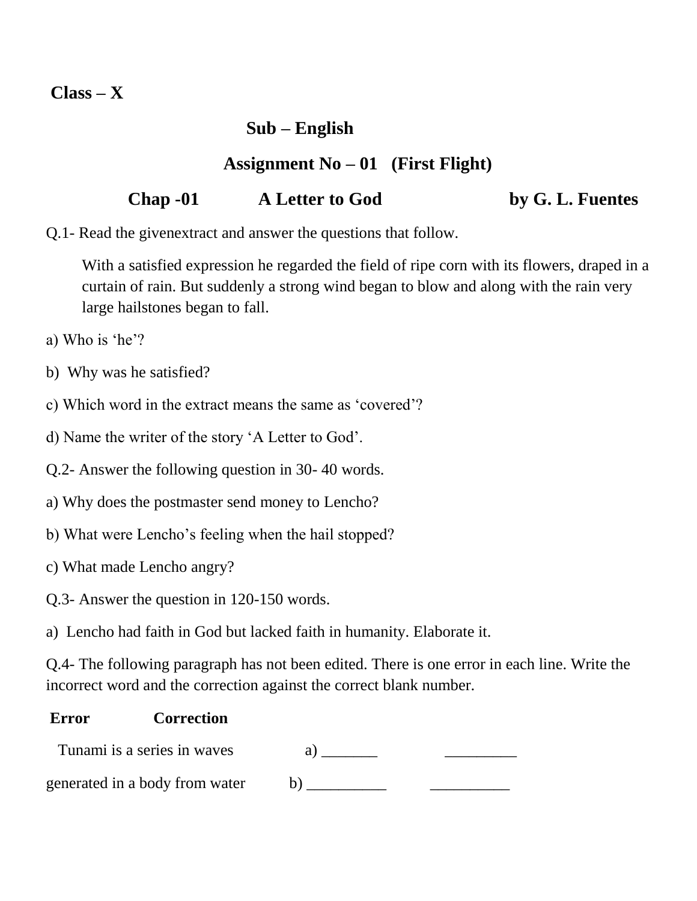**Class – X**

## Sub – English

## Assignment No – 01 (First Flight)

### Chap -01 A Letter to God by G. L. Fuentes

Q.1- Read the givenextract and answer the questions that follow.

> With a satisfied expression he regarded the field of ripe corn with its flowers, draped in a curtain of rain. But suddenly a strong wind began to blow and along with the rain very large hailstones began to fall.

a) Who is 'he'?

b) Why was he satisfied?

c) Which word in the extract means the same as 'covered'?

d) Name the writer of the story 'A Letter to God'.

Q.2- Answer the following question in 30- 40 words.

a) Why does the postmaster send money to Lencho?

b) What were Lencho's feeling when the hail stopped?

c) What made Lencho angry?

Q.3- Answer the question in 120-150 words.

a) Lencho had faith in God but lacked faith in humanity. Elaborate it.

Q.4- The following paragraph has not been edited. There is one error in each line. Write the incorrect word and the correction against the correct blank number.

| | | **Error** | **Correction** |
|---|---|---|---|
| Tunami is a series in waves | a) | _______ | _________ |
| generated in a body from water | b) | __________ | __________ |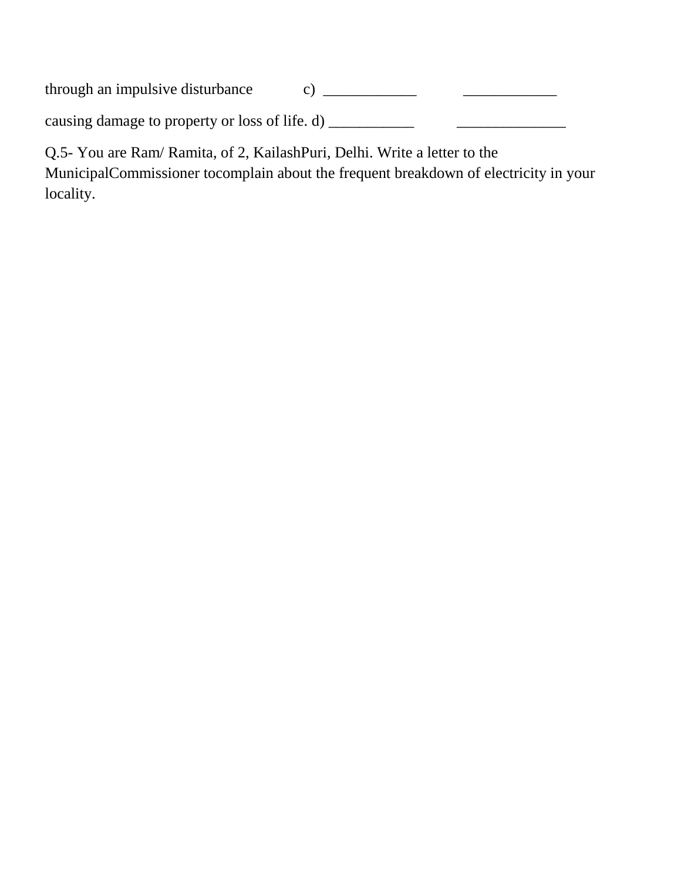through an impulsive disturbance c) ____________ ____________

causing damage to property or loss of life. d) ___________ ______________

Q.5- You are Ram/ Ramita, of 2, KailashPuri, Delhi. Write a letter to the MunicipalCommissioner tocomplain about the frequent breakdown of electricity in your locality.